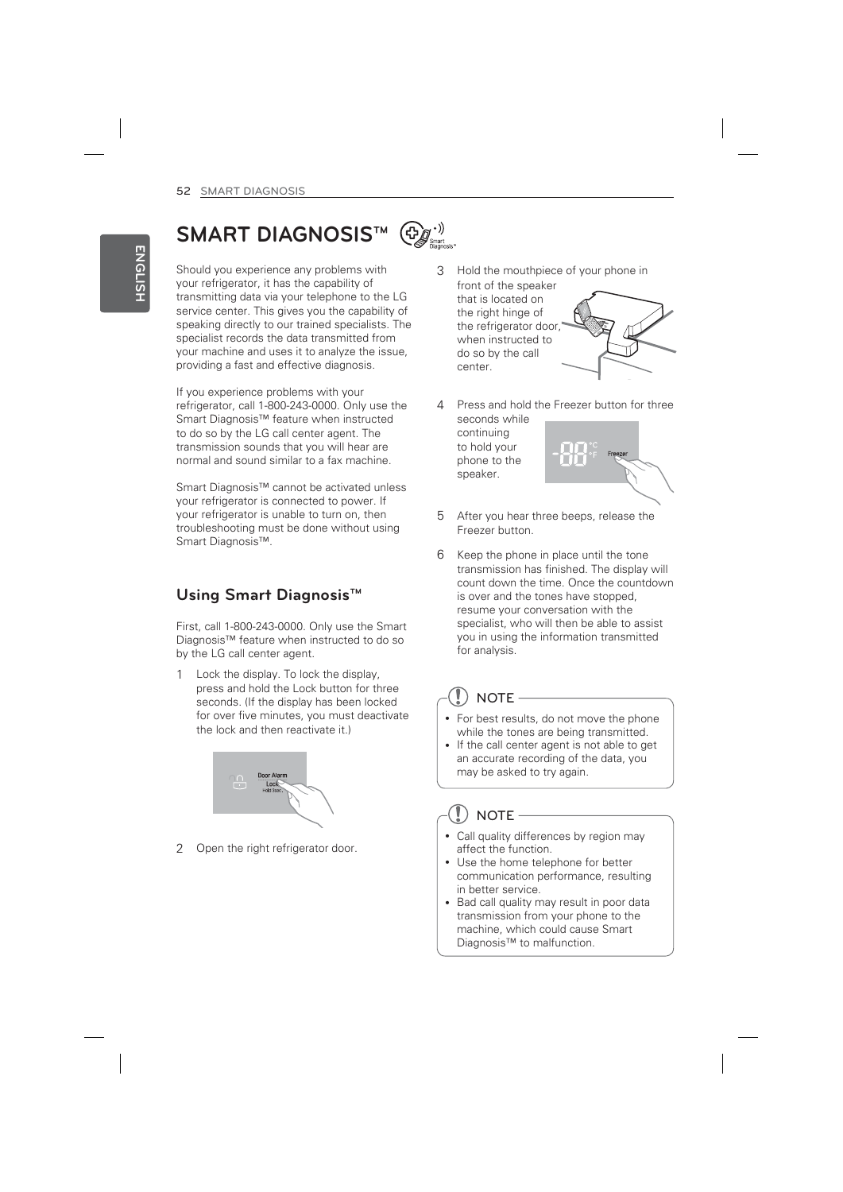# SMART DIAGNOSIS™

Should you experience any problems with your refrigerator, it has the capability of transmitting data via your telephone to the LG service center. This gives you the capability of speaking directly to our trained specialists. The specialist records the data transmitted from your machine and uses it to analyze the issue, providing a fast and effective diagnosis.

If you experience problems with your refrigerator, call 1-800-243-0000. Only use the Smart Diagnosis™ feature when instructed to do so by the LG call center agent. The transmission sounds that you will hear are normal and sound similar to a fax machine.

Smart Diagnosis™ cannot be activated unless your refrigerator is connected to power. If your refrigerator is unable to turn on, then troubleshooting must be done without using Smart Diagnosis™.

## Using Smart Diagnosis™

First, call 1-800-243-0000. Only use the Smart Diagnosis™ feature when instructed to do so by the LG call center agent.

1 Lock the display. To lock the display, press and hold the Lock button for three seconds. (If the display has been locked for over five minutes, you must deactivate the lock and then reactivate it.)

2 Open the right refrigerator door.

3 Hold the mouthpiece of your phone in front of the speaker that is located on the right hinge of the refrigerator door, when instructed to do so by the call center.

4 Press and hold the Freezer button for three seconds while continuing to hold your phone to the speaker.

5 After you hear three beeps, release the Freezer button.

6 Keep the phone in place until the tone transmission has finished. The display will count down the time. Once the countdown is over and the tones have stopped, resume your conversation with the specialist, who will then be able to assist you in using the information transmitted for analysis.

**NOTE**

- For best results, do not move the phone while the tones are being transmitted.
- If the call center agent is not able to get an accurate recording of the data, you may be asked to try again.

**NOTE**

- Call quality differences by region may affect the function.
- Use the home telephone for better communication performance, resulting in better service.
- Bad call quality may result in poor data transmission from your phone to the machine, which could cause Smart Diagnosis™ to malfunction.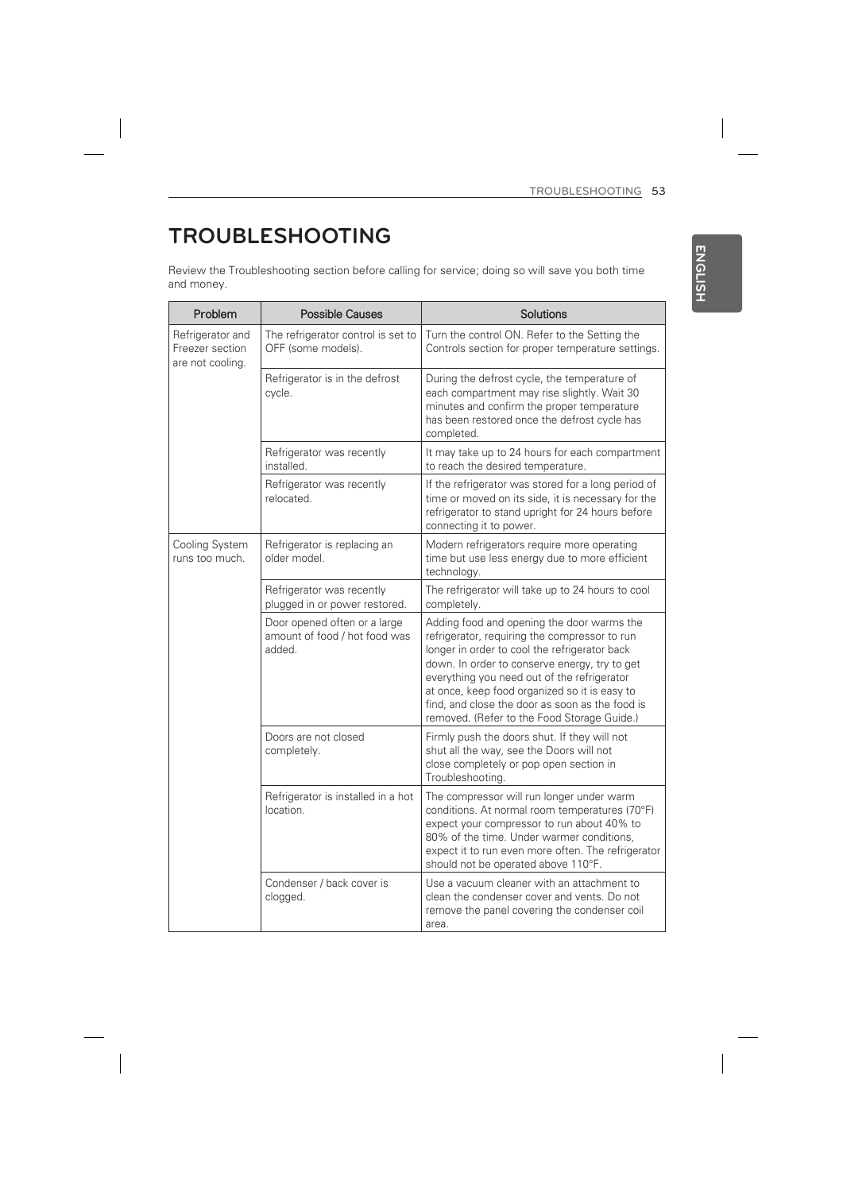# TROUBLESHOOTING

Review the Troubleshooting section before calling for service; doing so will save you both time and money.

| Problem | Possible Causes | Solutions |
| --- | --- | --- |
| Refrigerator and Freezer section are not cooling. | The refrigerator control is set to OFF (some models). | Turn the control ON. Refer to the Setting the Controls section for proper temperature settings. |
| | Refrigerator is in the defrost cycle. | During the defrost cycle, the temperature of each compartment may rise slightly. Wait 30 minutes and confirm the proper temperature has been restored once the defrost cycle has completed. |
| | Refrigerator was recently installed. | It may take up to 24 hours for each compartment to reach the desired temperature. |
| | Refrigerator was recently relocated. | If the refrigerator was stored for a long period of time or moved on its side, it is necessary for the refrigerator to stand upright for 24 hours before connecting it to power. |
| Cooling System runs too much. | Refrigerator is replacing an older model. | Modern refrigerators require more operating time but use less energy due to more efficient technology. |
| | Refrigerator was recently plugged in or power restored. | The refrigerator will take up to 24 hours to cool completely. |
| | Door opened often or a large amount of food / hot food was added. | Adding food and opening the door warms the refrigerator, requiring the compressor to run longer in order to cool the refrigerator back down. In order to conserve energy, try to get everything you need out of the refrigerator at once, keep food organized so it is easy to find, and close the door as soon as the food is removed. (Refer to the Food Storage Guide.) |
| | Doors are not closed completely. | Firmly push the doors shut. If they will not shut all the way, see the Doors will not close completely or pop open section in Troubleshooting. |
| | Refrigerator is installed in a hot location. | The compressor will run longer under warm conditions. At normal room temperatures (70°F) expect your compressor to run about 40% to 80% of the time. Under warmer conditions, expect it to run even more often. The refrigerator should not be operated above 110°F. |
| | Condenser / back cover is clogged. | Use a vacuum cleaner with an attachment to clean the condenser cover and vents. Do not remove the panel covering the condenser coil area. |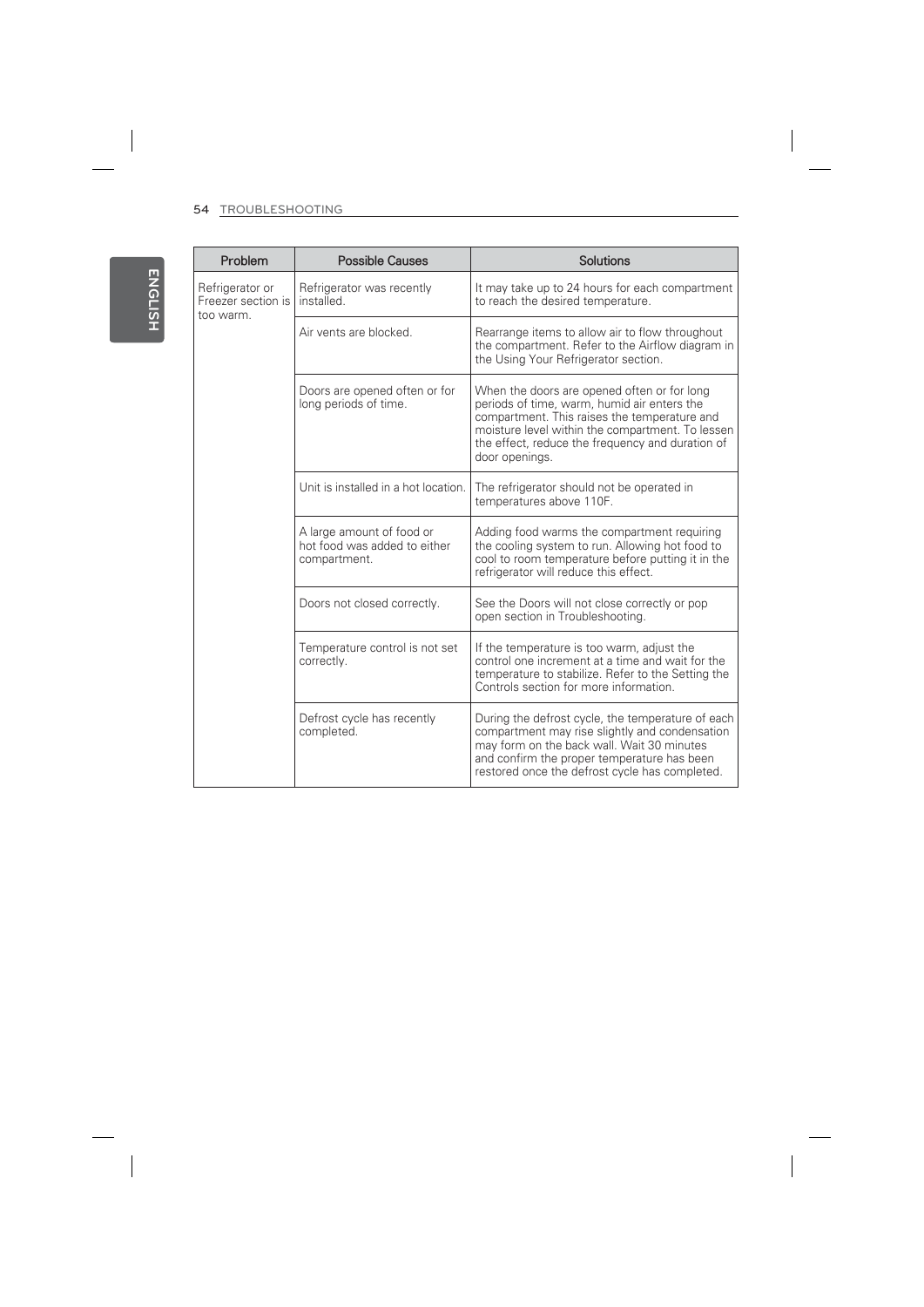| Problem | Possible Causes | Solutions |
|---|---|---|
| Refrigerator or Freezer section is too warm. | Refrigerator was recently installed. | It may take up to 24 hours for each compartment to reach the desired temperature. |
| | Air vents are blocked. | Rearrange items to allow air to flow throughout the compartment. Refer to the Airflow diagram in the Using Your Refrigerator section. |
| | Doors are opened often or for long periods of time. | When the doors are opened often or for long periods of time, warm, humid air enters the compartment. This raises the temperature and moisture level within the compartment. To lessen the effect, reduce the frequency and duration of door openings. |
| | Unit is installed in a hot location. | The refrigerator should not be operated in temperatures above 110F. |
| | A large amount of food or hot food was added to either compartment. | Adding food warms the compartment requiring the cooling system to run. Allowing hot food to cool to room temperature before putting it in the refrigerator will reduce this effect. |
| | Doors not closed correctly. | See the Doors will not close correctly or pop open section in Troubleshooting. |
| | Temperature control is not set correctly. | If the temperature is too warm, adjust the control one increment at a time and wait for the temperature to stabilize. Refer to the Setting the Controls section for more information. |
| | Defrost cycle has recently completed. | During the defrost cycle, the temperature of each compartment may rise slightly and condensation may form on the back wall. Wait 30 minutes and confirm the proper temperature has been restored once the defrost cycle has completed. |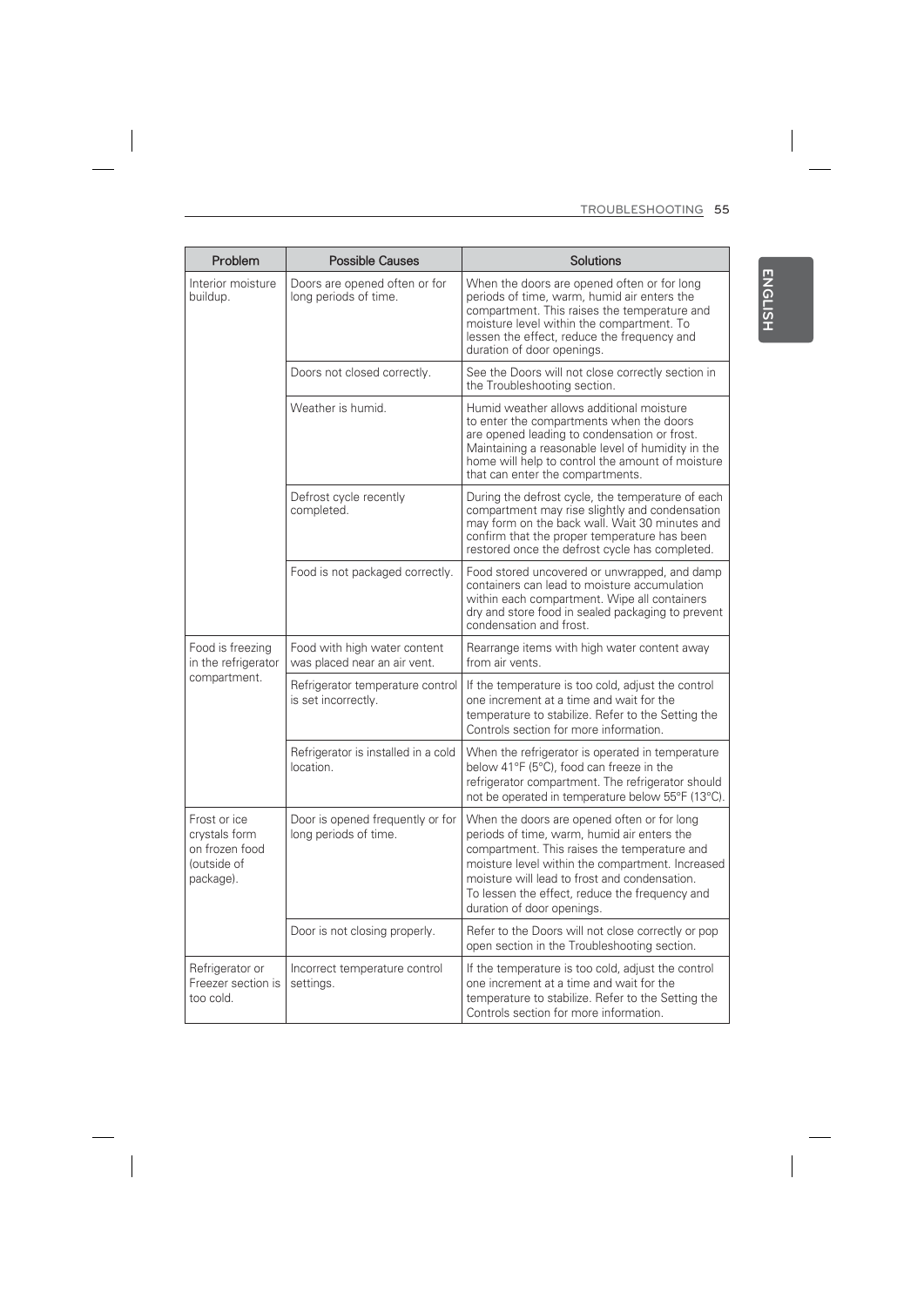| Problem | Possible Causes | Solutions |
| --- | --- | --- |
| Interior moisture buildup. | Doors are opened often or for long periods of time. | When the doors are opened often or for long periods of time, warm, humid air enters the compartment. This raises the temperature and moisture level within the compartment. To lessen the effect, reduce the frequency and duration of door openings. |
| | Doors not closed correctly. | See the Doors will not close correctly section in the Troubleshooting section. |
| | Weather is humid. | Humid weather allows additional moisture to enter the compartments when the doors are opened leading to condensation or frost. Maintaining a reasonable level of humidity in the home will help to control the amount of moisture that can enter the compartments. |
| | Defrost cycle recently completed. | During the defrost cycle, the temperature of each compartment may rise slightly and condensation may form on the back wall. Wait 30 minutes and confirm that the proper temperature has been restored once the defrost cycle has completed. |
| | Food is not packaged correctly. | Food stored uncovered or unwrapped, and damp containers can lead to moisture accumulation within each compartment. Wipe all containers dry and store food in sealed packaging to prevent condensation and frost. |
| Food is freezing in the refrigerator compartment. | Food with high water content was placed near an air vent. | Rearrange items with high water content away from air vents. |
| | Refrigerator temperature control is set incorrectly. | If the temperature is too cold, adjust the control one increment at a time and wait for the temperature to stabilize. Refer to the Setting the Controls section for more information. |
| | Refrigerator is installed in a cold location. | When the refrigerator is operated in temperature below 41°F (5°C), food can freeze in the refrigerator compartment. The refrigerator should not be operated in temperature below 55°F (13°C). |
| Frost or ice crystals form on frozen food (outside of package). | Door is opened frequently or for long periods of time. | When the doors are opened often or for long periods of time, warm, humid air enters the compartment. This raises the temperature and moisture level within the compartment. Increased moisture will lead to frost and condensation. To lessen the effect, reduce the frequency and duration of door openings. |
| | Door is not closing properly. | Refer to the Doors will not close correctly or pop open section in the Troubleshooting section. |
| Refrigerator or Freezer section is too cold. | Incorrect temperature control settings. | If the temperature is too cold, adjust the control one increment at a time and wait for the temperature to stabilize. Refer to the Setting the Controls section for more information. |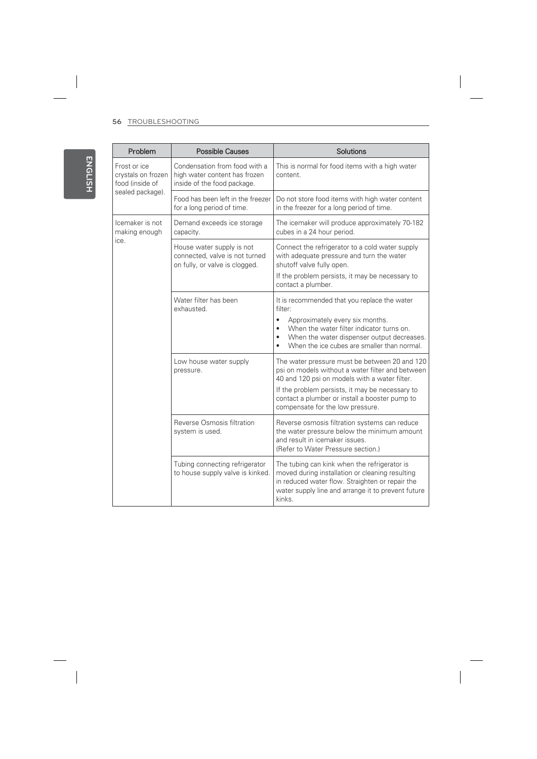| Problem | Possible Causes | Solutions |
| --- | --- | --- |
| Frost or ice crystals on frozen food (inside of sealed package). | Condensation from food with a high water content has frozen inside of the food package. | This is normal for food items with a high water content. |
| | Food has been left in the freezer for a long period of time. | Do not store food items with high water content in the freezer for a long period of time. |
| Icemaker is not making enough ice. | Demand exceeds ice storage capacity. | The icemaker will produce approximately 70-182 cubes in a 24 hour period. |
| | House water supply is not connected, valve is not turned on fully, or valve is clogged. | Connect the refrigerator to a cold water supply with adequate pressure and turn the water shutoff valve fully open. If the problem persists, it may be necessary to contact a plumber. |
| | Water filter has been exhausted. | It is recommended that you replace the water filter: • Approximately every six months. • When the water filter indicator turns on. • When the water dispenser output decreases. • When the ice cubes are smaller than normal. |
| | Low house water supply pressure. | The water pressure must be between 20 and 120 psi on models without a water filter and between 40 and 120 psi on models with a water filter. If the problem persists, it may be necessary to contact a plumber or install a booster pump to compensate for the low pressure. |
| | Reverse Osmosis filtration system is used. | Reverse osmosis filtration systems can reduce the water pressure below the minimum amount and result in icemaker issues. (Refer to Water Pressure section.) |
| | Tubing connecting refrigerator to house supply valve is kinked. | The tubing can kink when the refrigerator is moved during installation or cleaning resulting in reduced water flow. Straighten or repair the water supply line and arrange it to prevent future kinks. |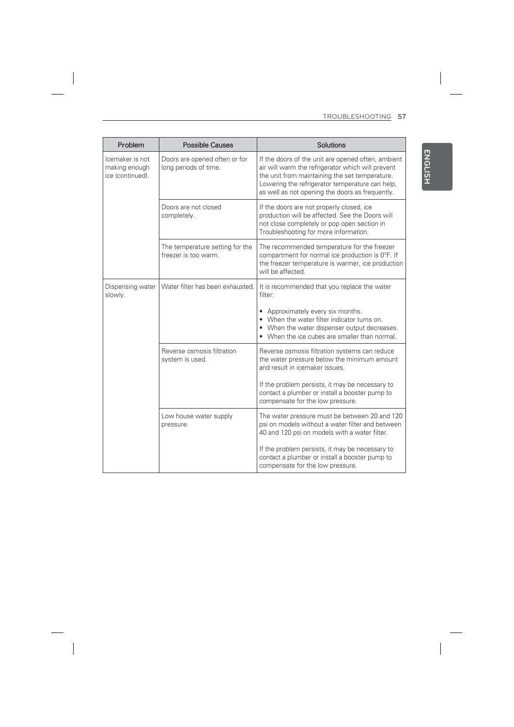| Problem | Possible Causes | Solutions |
|---|---|---|
| Icemaker is not making enough ice (continued). | Doors are opened often or for long periods of time. | If the doors of the unit are opened often, ambient air will warm the refrigerator which will prevent the unit from maintaining the set temperature. Lowering the refrigerator temperature can help, as well as not opening the doors as frequently. |
| | Doors are not closed completely. | If the doors are not properly closed, ice production will be affected. See the Doors will not close completely or pop open section in Troubleshooting for more information. |
| | The temperature setting for the freezer is too warm. | The recommended temperature for the freezer compartment for normal ice production is 0°F. If the freezer temperature is warmer, ice production will be affected. |
| Dispensing water slowly. | Water filter has been exhausted. | It is recommended that you replace the water filter:<br><br>• Approximately every six months.<br>• When the water filter indicator turns on.<br>• When the water dispenser output decreases.<br>• When the ice cubes are smaller than normal. |
| | Reverse osmosis filtration system is used. | Reverse osmosis filtration systems can reduce the water pressure below the minimum amount and result in icemaker issues.<br><br>If the problem persists, it may be necessary to contact a plumber or install a booster pump to compensate for the low pressure. |
| | Low house water supply pressure. | The water pressure must be between 20 and 120 psi on models without a water filter and between 40 and 120 psi on models with a water filter.<br><br>If the problem persists, it may be necessary to contact a plumber or install a booster pump to compensate for the low pressure. |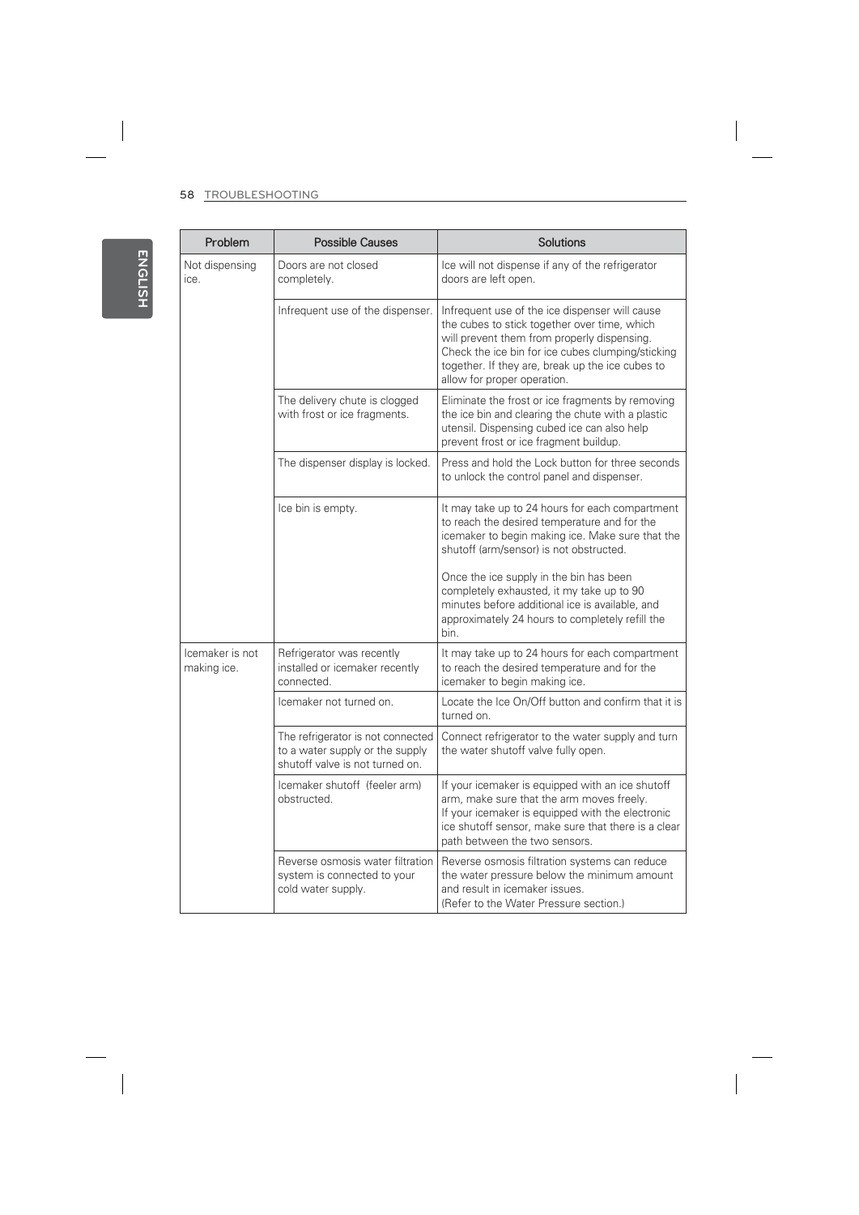| Problem | Possible Causes | Solutions |
| --- | --- | --- |
| Not dispensing ice. | Doors are not closed completely. | Ice will not dispense if any of the refrigerator doors are left open. |
| | Infrequent use of the dispenser. | Infrequent use of the ice dispenser will cause the cubes to stick together over time, which will prevent them from properly dispensing. Check the ice bin for ice cubes clumping/sticking together. If they are, break up the ice cubes to allow for proper operation. |
| | The delivery chute is clogged with frost or ice fragments. | Eliminate the frost or ice fragments by removing the ice bin and clearing the chute with a plastic utensil. Dispensing cubed ice can also help prevent frost or ice fragment buildup. |
| | The dispenser display is locked. | Press and hold the Lock button for three seconds to unlock the control panel and dispenser. |
| | Ice bin is empty. | It may take up to 24 hours for each compartment to reach the desired temperature and for the icemaker to begin making ice. Make sure that the shutoff (arm/sensor) is not obstructed.<br><br>Once the ice supply in the bin has been completely exhausted, it my take up to 90 minutes before additional ice is available, and approximately 24 hours to completely refill the bin. |
| Icemaker is not making ice. | Refrigerator was recently installed or icemaker recently connected. | It may take up to 24 hours for each compartment to reach the desired temperature and for the icemaker to begin making ice. |
| | Icemaker not turned on. | Locate the Ice On/Off button and confirm that it is turned on. |
| | The refrigerator is not connected to a water supply or the supply shutoff valve is not turned on. | Connect refrigerator to the water supply and turn the water shutoff valve fully open. |
| | Icemaker shutoff (feeler arm) obstructed. | If your icemaker is equipped with an ice shutoff arm, make sure that the arm moves freely. If your icemaker is equipped with the electronic ice shutoff sensor, make sure that there is a clear path between the two sensors. |
| | Reverse osmosis water filtration system is connected to your cold water supply. | Reverse osmosis filtration systems can reduce the water pressure below the minimum amount and result in icemaker issues. (Refer to the Water Pressure section.) |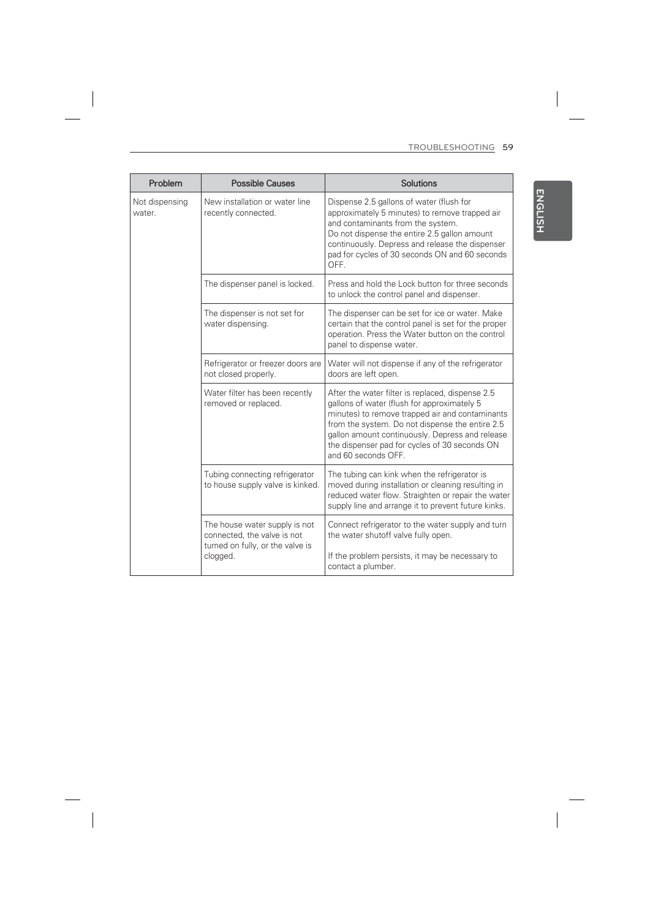| Problem | Possible Causes | Solutions |
| --- | --- | --- |
| Not dispensing water. | New installation or water line recently connected. | Dispense 2.5 gallons of water (flush for approximately 5 minutes) to remove trapped air and contaminants from the system. Do not dispense the entire 2.5 gallon amount continuously. Depress and release the dispenser pad for cycles of 30 seconds ON and 60 seconds OFF. |
| | The dispenser panel is locked. | Press and hold the Lock button for three seconds to unlock the control panel and dispenser. |
| | The dispenser is not set for water dispensing. | The dispenser can be set for ice or water. Make certain that the control panel is set for the proper operation. Press the Water button on the control panel to dispense water. |
| | Refrigerator or freezer doors are not closed properly. | Water will not dispense if any of the refrigerator doors are left open. |
| | Water filter has been recently removed or replaced. | After the water filter is replaced, dispense 2.5 gallons of water (flush for approximately 5 minutes) to remove trapped air and contaminants from the system. Do not dispense the entire 2.5 gallon amount continuously. Depress and release the dispenser pad for cycles of 30 seconds ON and 60 seconds OFF. |
| | Tubing connecting refrigerator to house supply valve is kinked. | The tubing can kink when the refrigerator is moved during installation or cleaning resulting in reduced water flow. Straighten or repair the water supply line and arrange it to prevent future kinks. |
| | The house water supply is not connected, the valve is not turned on fully, or the valve is clogged. | Connect refrigerator to the water supply and turn the water shutoff valve fully open.<br><br>If the problem persists, it may be necessary to contact a plumber. |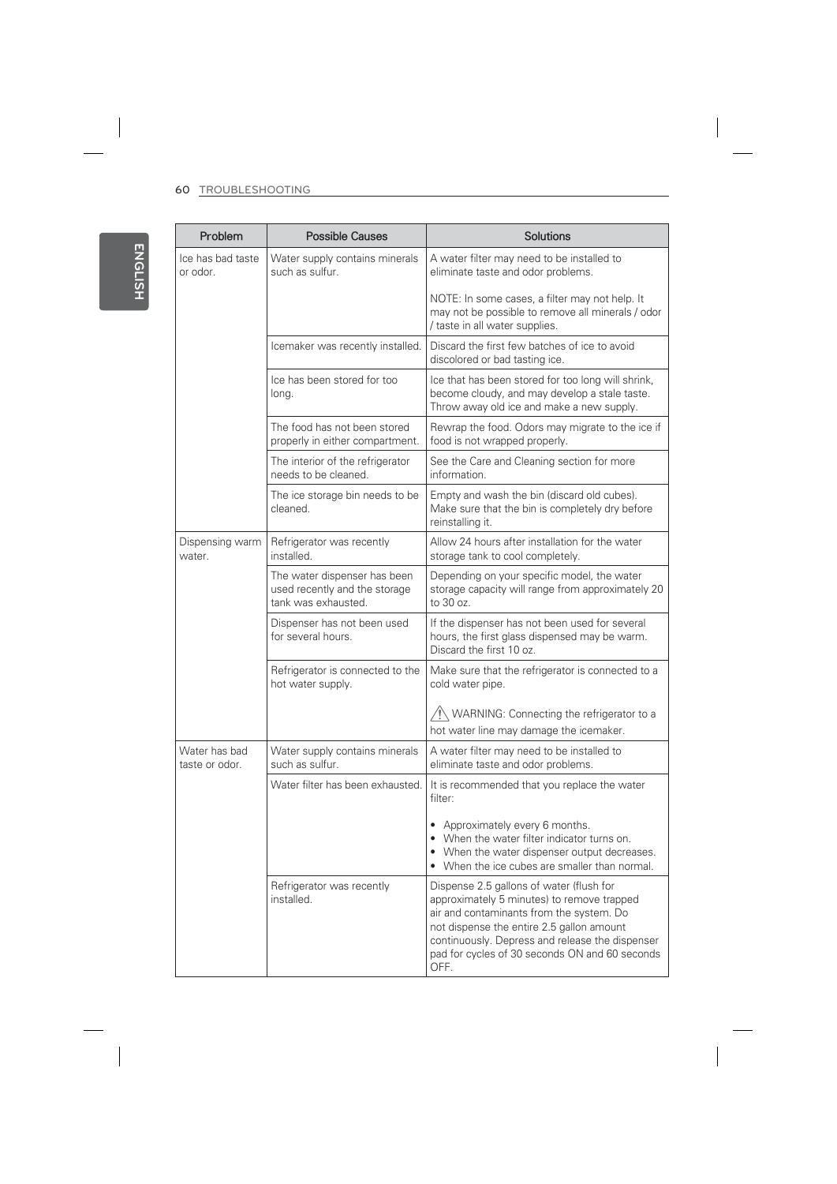| Problem | Possible Causes | Solutions |
|---|---|---|
| Ice has bad taste or odor. | Water supply contains minerals such as sulfur. | A water filter may need to be installed to eliminate taste and odor problems.<br><br>NOTE: In some cases, a filter may not help. It may not be possible to remove all minerals / odor / taste in all water supplies. |
| | Icemaker was recently installed. | Discard the first few batches of ice to avoid discolored or bad tasting ice. |
| | Ice has been stored for too long. | Ice that has been stored for too long will shrink, become cloudy, and may develop a stale taste. Throw away old ice and make a new supply. |
| | The food has not been stored properly in either compartment. | Rewrap the food. Odors may migrate to the ice if food is not wrapped properly. |
| | The interior of the refrigerator needs to be cleaned. | See the Care and Cleaning section for more information. |
| | The ice storage bin needs to be cleaned. | Empty and wash the bin (discard old cubes). Make sure that the bin is completely dry before reinstalling it. |
| Dispensing warm water. | Refrigerator was recently installed. | Allow 24 hours after installation for the water storage tank to cool completely. |
| | The water dispenser has been used recently and the storage tank was exhausted. | Depending on your specific model, the water storage capacity will range from approximately 20 to 30 oz. |
| | Dispenser has not been used for several hours. | If the dispenser has not been used for several hours, the first glass dispensed may be warm. Discard the first 10 oz. |
| | Refrigerator is connected to the hot water supply. | Make sure that the refrigerator is connected to a cold water pipe.<br><br>⚠ WARNING: Connecting the refrigerator to a hot water line may damage the icemaker. |
| Water has bad taste or odor. | Water supply contains minerals such as sulfur. | A water filter may need to be installed to eliminate taste and odor problems. |
| | Water filter has been exhausted. | It is recommended that you replace the water filter:<br><br>• Approximately every 6 months.<br>• When the water filter indicator turns on.<br>• When the water dispenser output decreases.<br>• When the ice cubes are smaller than normal. |
| | Refrigerator was recently installed. | Dispense 2.5 gallons of water (flush for approximately 5 minutes) to remove trapped air and contaminants from the system. Do not dispense the entire 2.5 gallon amount continuously. Depress and release the dispenser pad for cycles of 30 seconds ON and 60 seconds OFF. |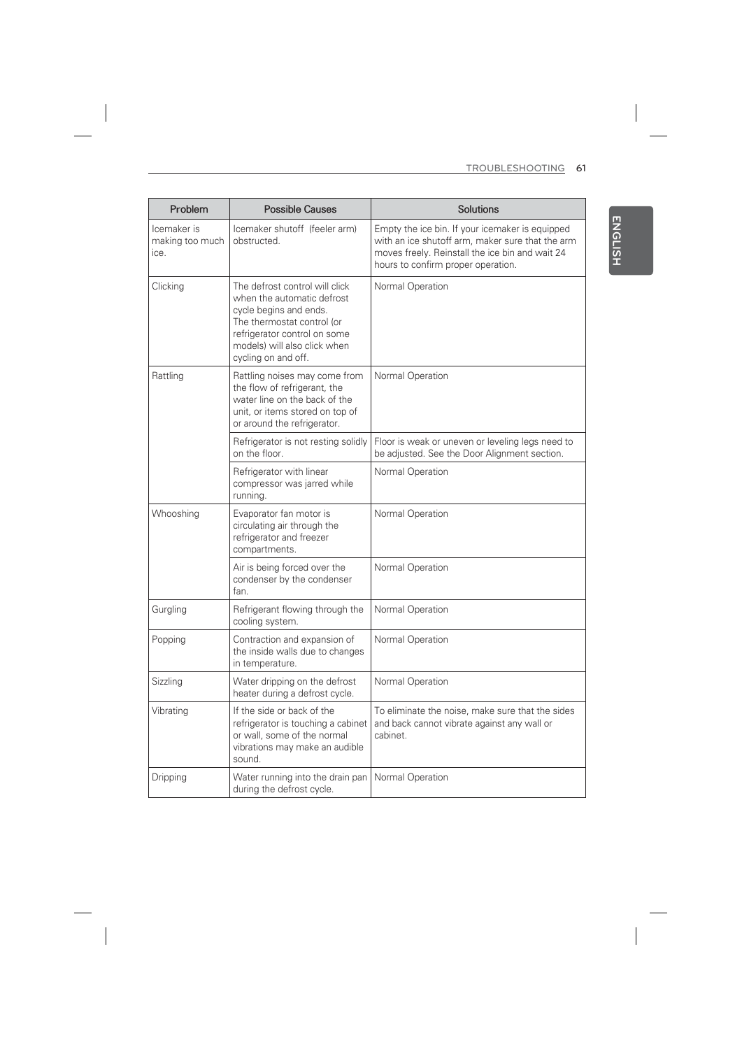| Problem | Possible Causes | Solutions |
| --- | --- | --- |
| Icemaker is making too much ice. | Icemaker shutoff (feeler arm) obstructed. | Empty the ice bin. If your icemaker is equipped with an ice shutoff arm, maker sure that the arm moves freely. Reinstall the ice bin and wait 24 hours to confirm proper operation. |
| Clicking | The defrost control will click when the automatic defrost cycle begins and ends. The thermostat control (or refrigerator control on some models) will also click when cycling on and off. | Normal Operation |
| Rattling | Rattling noises may come from the flow of refrigerant, the water line on the back of the unit, or items stored on top of or around the refrigerator. | Normal Operation |
| | Refrigerator is not resting solidly on the floor. | Floor is weak or uneven or leveling legs need to be adjusted. See the Door Alignment section. |
| | Refrigerator with linear compressor was jarred while running. | Normal Operation |
| Whooshing | Evaporator fan motor is circulating air through the refrigerator and freezer compartments. | Normal Operation |
| | Air is being forced over the condenser by the condenser fan. | Normal Operation |
| Gurgling | Refrigerant flowing through the cooling system. | Normal Operation |
| Popping | Contraction and expansion of the inside walls due to changes in temperature. | Normal Operation |
| Sizzling | Water dripping on the defrost heater during a defrost cycle. | Normal Operation |
| Vibrating | If the side or back of the refrigerator is touching a cabinet or wall, some of the normal vibrations may make an audible sound. | To eliminate the noise, make sure that the sides and back cannot vibrate against any wall or cabinet. |
| Dripping | Water running into the drain pan during the defrost cycle. | Normal Operation |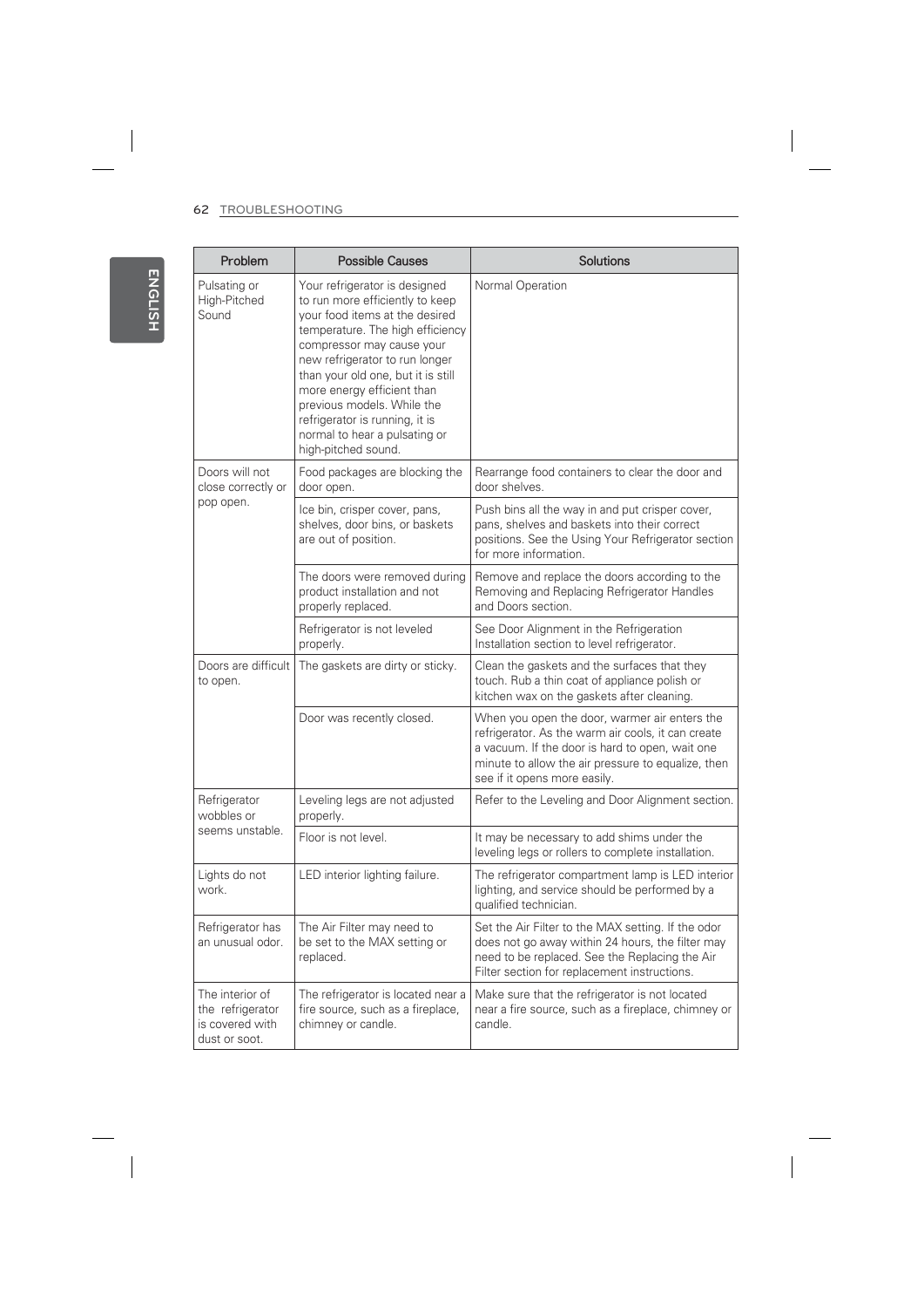| Problem | Possible Causes | Solutions |
|---|---|---|
| Pulsating or High-Pitched Sound | Your refrigerator is designed to run more efficiently to keep your food items at the desired temperature. The high efficiency compressor may cause your new refrigerator to run longer than your old one, but it is still more energy efficient than previous models. While the refrigerator is running, it is normal to hear a pulsating or high-pitched sound. | Normal Operation |
| Doors will not close correctly or pop open. | Food packages are blocking the door open. | Rearrange food containers to clear the door and door shelves. |
| | Ice bin, crisper cover, pans, shelves, door bins, or baskets are out of position. | Push bins all the way in and put crisper cover, pans, shelves and baskets into their correct positions. See the Using Your Refrigerator section for more information. |
| | The doors were removed during product installation and not properly replaced. | Remove and replace the doors according to the Removing and Replacing Refrigerator Handles and Doors section. |
| | Refrigerator is not leveled properly. | See Door Alignment in the Refrigeration Installation section to level refrigerator. |
| Doors are difficult to open. | The gaskets are dirty or sticky. | Clean the gaskets and the surfaces that they touch. Rub a thin coat of appliance polish or kitchen wax on the gaskets after cleaning. |
| | Door was recently closed. | When you open the door, warmer air enters the refrigerator. As the warm air cools, it can create a vacuum. If the door is hard to open, wait one minute to allow the air pressure to equalize, then see if it opens more easily. |
| Refrigerator wobbles or seems unstable. | Leveling legs are not adjusted properly. | Refer to the Leveling and Door Alignment section. |
| | Floor is not level. | It may be necessary to add shims under the leveling legs or rollers to complete installation. |
| Lights do not work. | LED interior lighting failure. | The refrigerator compartment lamp is LED interior lighting, and service should be performed by a qualified technician. |
| Refrigerator has an unusual odor. | The Air Filter may need to be set to the MAX setting or replaced. | Set the Air Filter to the MAX setting. If the odor does not go away within 24 hours, the filter may need to be replaced. See the Replacing the Air Filter section for replacement instructions. |
| The interior of the refrigerator is covered with dust or soot. | The refrigerator is located near a fire source, such as a fireplace, chimney or candle. | Make sure that the refrigerator is not located near a fire source, such as a fireplace, chimney or candle. |